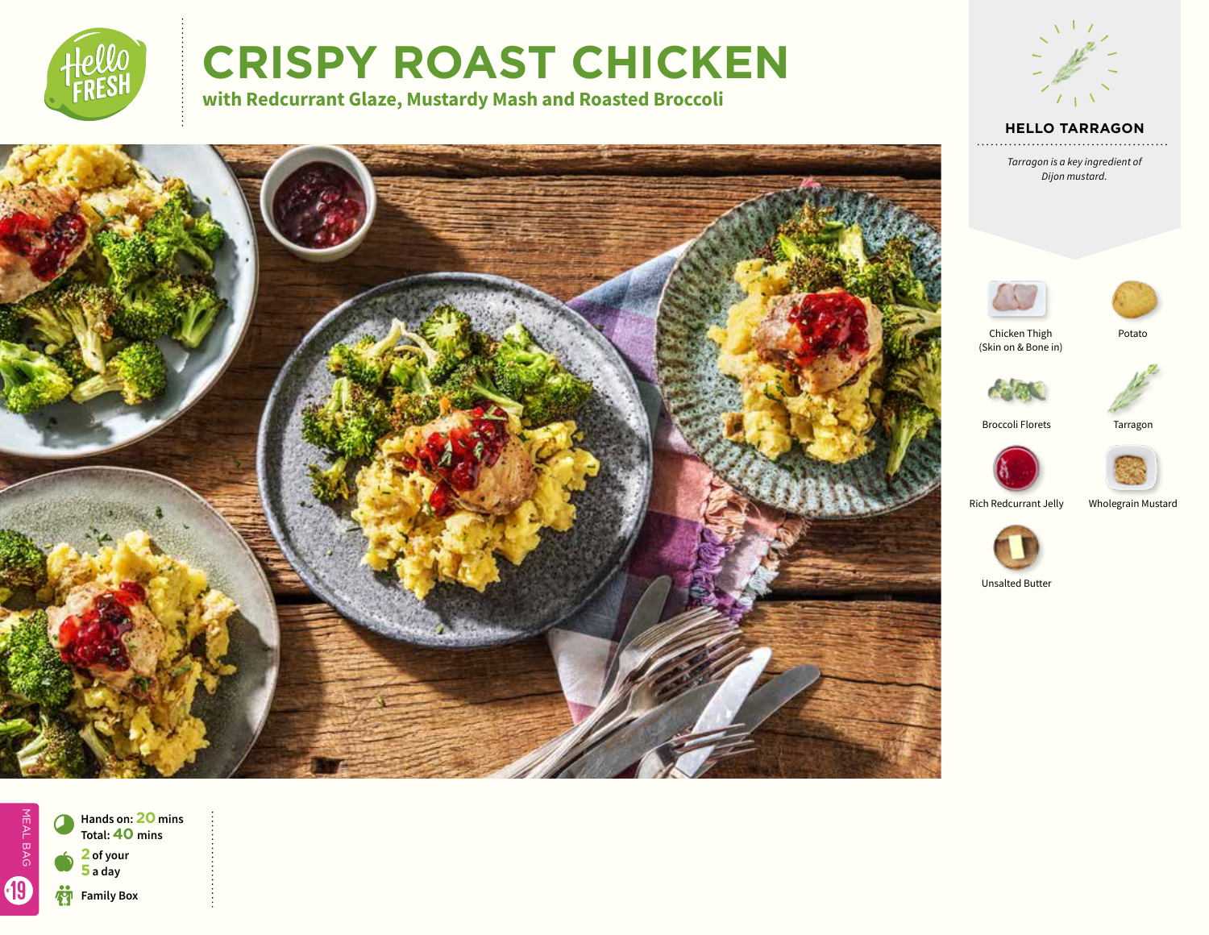# CRISPY ROAST CHICKEN

**with Redcurrant Glaze, Mustardy Mash and Roasted Broccoli**

## HELLO TARRAGON

*Tarragon is a key ingredient of Dijon mustard.*

- Chicken Thigh (Skin on & Bone in)
- Potato
- Broccoli Florets
- Tarragon
- Rich Redcurrant Jelly
- Wholegrain Mustard
- Unsalted Butter

MEAL BAG 19

**Hands on: 20 mins**
**Total: 40 mins**

**2 of your 5 a day**

**Family Box**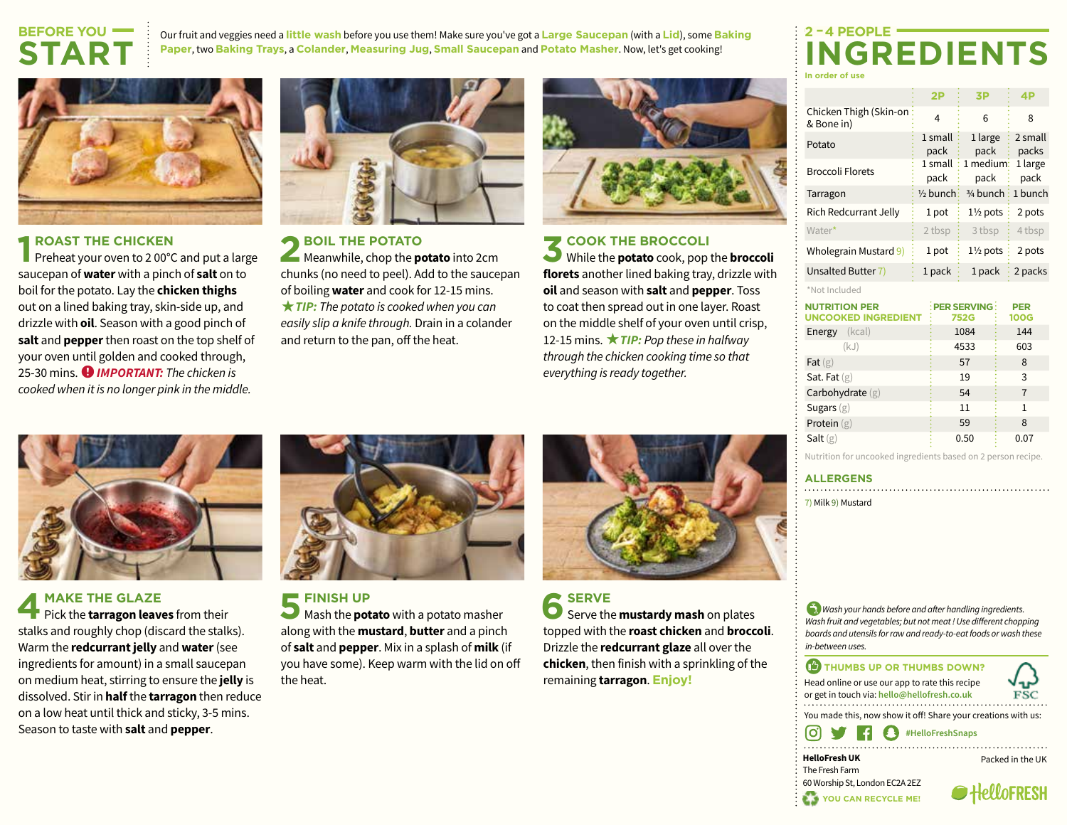## BEFORE YOU START

Our fruit and veggies need a **little wash** before you use them! Make sure you've got a **Large Saucepan** (with a **Lid**), some **Baking Paper**, two **Baking Trays**, a **Colander**, **Measuring Jug**, **Small Saucepan** and **Potato Masher**. Now, let's get cooking!

### 1 ROAST THE CHICKEN

Preheat your oven to 200°C and put a large saucepan of **water** with a pinch of **salt** on to boil for the potato. Lay the **chicken thighs** out on a lined baking tray, skin-side up, and drizzle with **oil**. Season with a good pinch of **salt** and **pepper** then roast on the top shelf of your oven until golden and cooked through, 25-30 mins. ***IMPORTANT:** The chicken is cooked when it is no longer pink in the middle.*

### 2 BOIL THE POTATO

Meanwhile, chop the **potato** into 2cm chunks (no need to peel). Add to the saucepan of boiling **water** and cook for 12-15 mins. ***TIP:** The potato is cooked when you can easily slip a knife through.* Drain in a colander and return to the pan, off the heat.

### 3 COOK THE BROCCOLI

While the **potato** cook, pop the **broccoli florets** another lined baking tray, drizzle with **oil** and season with **salt** and **pepper**. Toss to coat then spread out in one layer. Roast on the middle shelf of your oven until crisp, 12-15 mins. ***TIP:** Pop these in halfway through the chicken cooking time so that everything is ready together.*

### 4 MAKE THE GLAZE

Pick the **tarragon leaves** from their stalks and roughly chop (discard the stalks). Warm the **redcurrant jelly** and **water** (see ingredients for amount) in a small saucepan on medium heat, stirring to ensure the **jelly** is dissolved. Stir in **half** the **tarragon** then reduce on a low heat until thick and sticky, 3-5 mins. Season to taste with **salt** and **pepper**.

### 5 FINISH UP

Mash the **potato** with a potato masher along with the **mustard**, **butter** and a pinch of **salt** and **pepper**. Mix in a splash of **milk** (if you have some). Keep warm with the lid on off the heat.

### 6 SERVE

Serve the **mustardy mash** on plates topped with the **roast chicken** and **broccoli**. Drizzle the **redcurrant glaze** all over the **chicken**, then finish with a sprinkling of the remaining **tarragon**. **Enjoy!**

## 2-4 PEOPLE INGREDIENTS

In order of use

| | 2P | 3P | 4P |
|---|---|---|---|
| Chicken Thigh (Skin-on & Bone in) | 4 | 6 | 8 |
| Potato | 1 small pack | 1 large pack | 2 small packs |
| Broccoli Florets | 1 small pack | 1 medium pack | 1 large pack |
| Tarragon | ½ bunch | ¾ bunch | 1 bunch |
| Rich Redcurrant Jelly | 1 pot | 1½ pots | 2 pots |
| Water* | 2 tbsp | 3 tbsp | 4 tbsp |
| Wholegrain Mustard 9) | 1 pot | 1½ pots | 2 pots |
| Unsalted Butter 7) | 1 pack | 1 pack | 2 packs |

*Not Included

| NUTRITION PER UNCOOKED INGREDIENT | PER SERVING 752G | PER 100G |
|---|---|---|
| Energy (kcal) | 1084 | 144 |
| (kJ) | 4533 | 603 |
| Fat (g) | 57 | 8 |
| Sat. Fat (g) | 19 | 3 |
| Carbohydrate (g) | 54 | 7 |
| Sugars (g) | 11 | 1 |
| Protein (g) | 59 | 8 |
| Salt (g) | 0.50 | 0.07 |

Nutrition for uncooked ingredients based on 2 person recipe.

### ALLERGENS

7) Milk 9) Mustard

*Wash your hands before and after handling ingredients. Wash fruit and vegetables; but not meat ! Use different chopping boards and utensils for raw and ready-to-eat foods or wash these in-between uses.*

### THUMBS UP OR THUMBS DOWN?

Head online or use our app to rate this recipe or get in touch via: hello@hellofresh.co.uk

You made this, now show it off! Share your creations with us: #HelloFreshSnaps

**HelloFresh UK**
The Fresh Farm
60 Worship St, London EC2A 2EZ

Packed in the UK

YOU CAN RECYCLE ME!